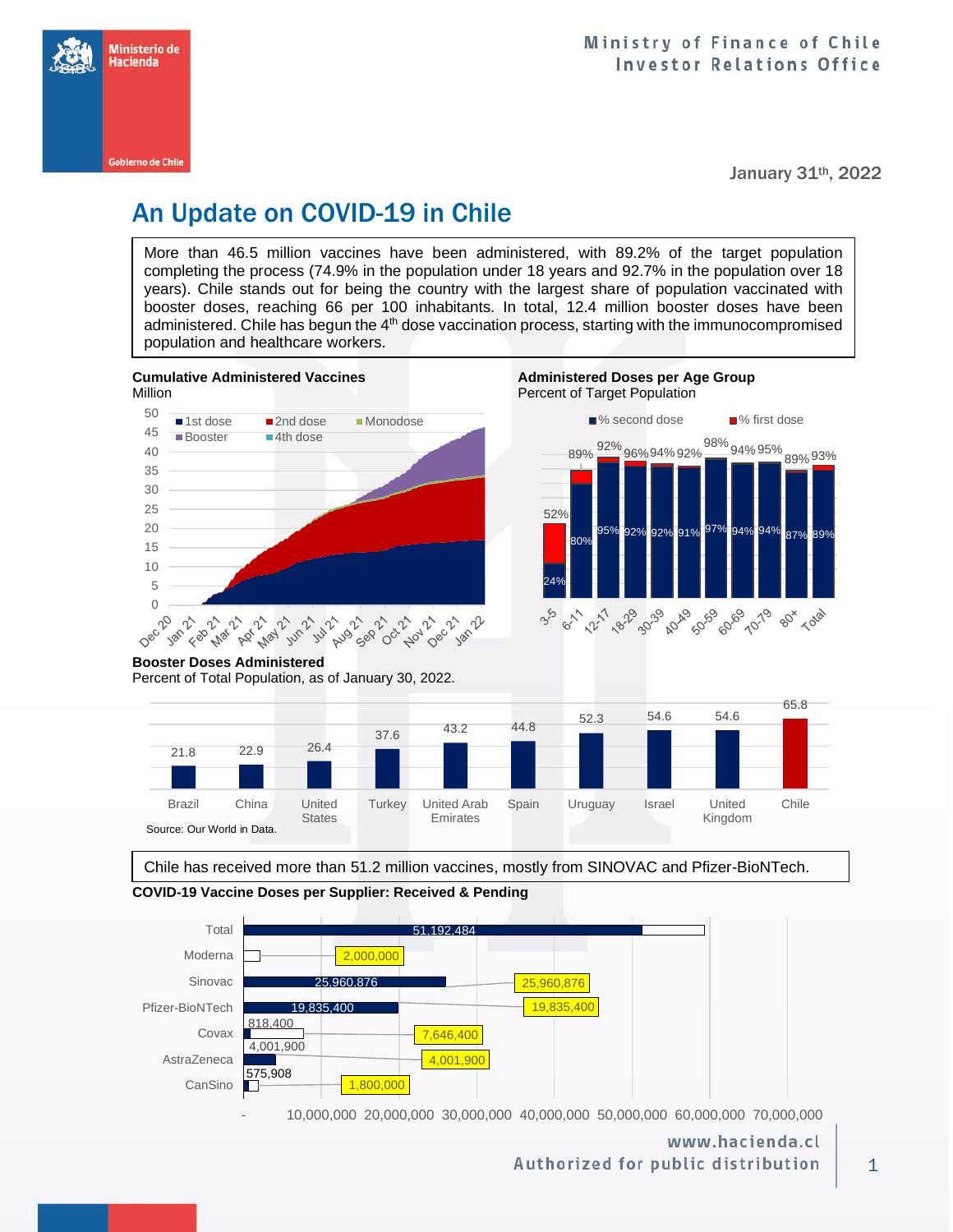Ministerio de Hacienda

Gobierno de Chile

Ministry of Finance of Chile
Investor Relations Office

January 31th, 2022

# An Update on COVID-19 in Chile

More than 46.5 million vaccines have been administered, with 89.2% of the target population completing the process (74.9% in the population under 18 years and 92.7% in the population over 18 years). Chile stands out for being the country with the largest share of population vaccinated with booster doses, reaching 66 per 100 inhabitants. In total, 12.4 million booster doses have been administered. Chile has begun the 4th dose vaccination process, starting with the immunocompromised population and healthcare workers.

**Cumulative Administered Vaccines**
Million

Legend: 1st dose, 2nd dose, Monodose, Booster, 4th dose

**Administered Doses per Age Group**
Percent of Target Population

| Age group | % first dose | % second dose |
|---|---|---|
| 3-5 | 52% | 24% |
| 6-11 | 89% | 80% |
| 12-17 | 92% | 95% |
| 18-29 | 96% | 92% |
| 30-39 | 94% | 92% |
| 40-49 | 92% | 91% |
| 50-59 | 98% | 97% |
| 60-69 | 94% | 94% |
| 70-79 | 95% | 94% |
| 80+ | 89% | 87% |
| Total | 93% | 89% |

**Booster Doses Administered**
Percent of Total Population, as of January 30, 2022.

| Country | Booster doses |
|---|---|
| Brazil | 21.8 |
| China | 22.9 |
| United States | 26.4 |
| Turkey | 37.6 |
| United Arab Emirates | 43.2 |
| Spain | 44.8 |
| Uruguay | 52.3 |
| Israel | 54.6 |
| United Kingdom | 54.6 |
| Chile | 65.8 |

Source: Our World in Data.

Chile has received more than 51.2 million vaccines, mostly from SINOVAC and Pfizer-BioNTech.

**COVID-19 Vaccine Doses per Supplier: Received & Pending**

| Supplier | Received | Total |
|---|---|---|
| Total | 51,192,484 | |
| Moderna | | 2,000,000 |
| Sinovac | 25,960,876 | 25,960,876 |
| Pfizer-BioNTech | 19,835,400 | 19,835,400 |
| Covax | 818,400 | 7,646,400 |
| AstraZeneca | 4,001,900 | 4,001,900 |
| CanSino | 575,908 | 1,800,000 |

www.hacienda.cl
Authorized for public distribution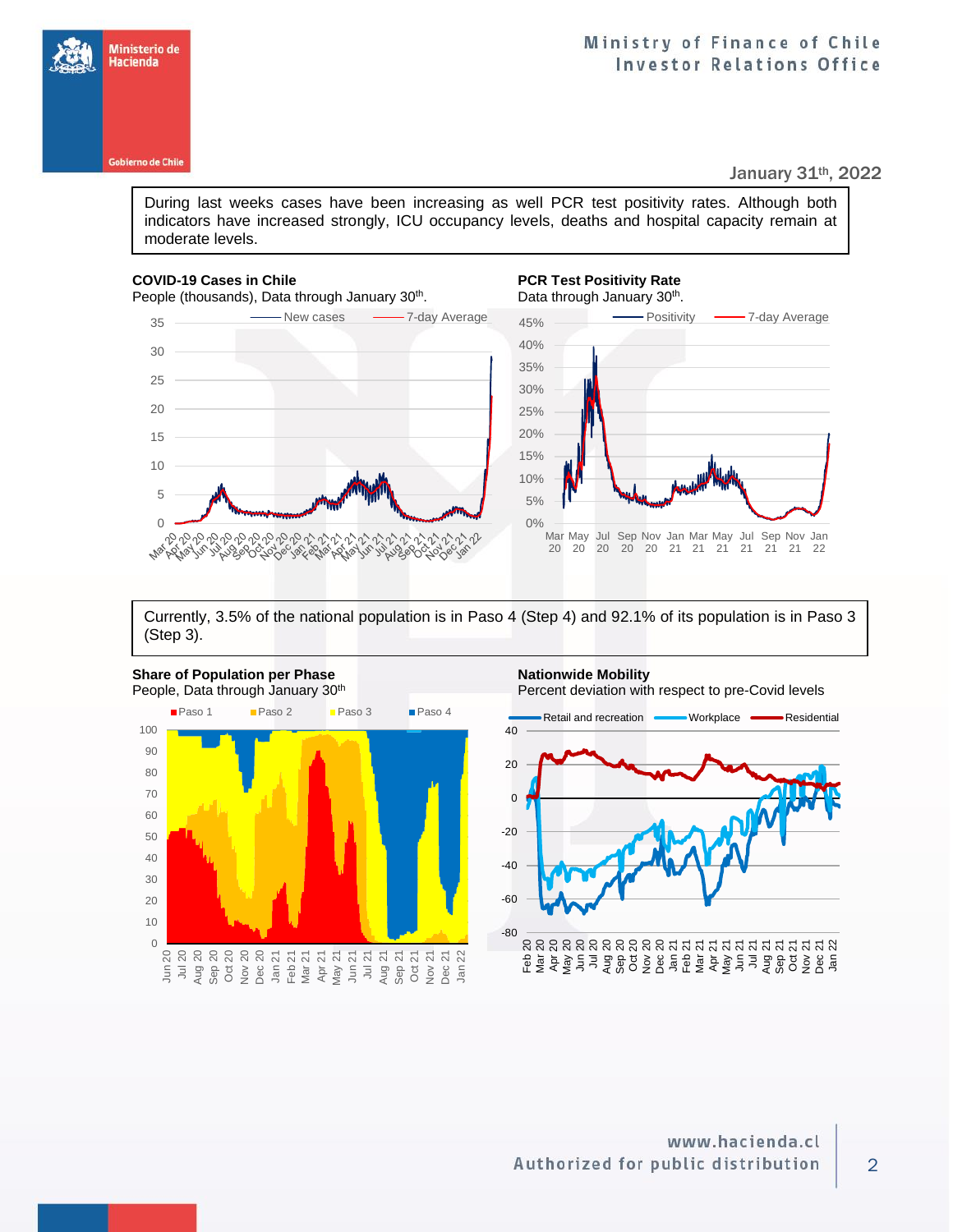During last weeks cases have been increasing as well PCR test positivity rates. Although both indicators have increased strongly, ICU occupancy levels, deaths and hospital capacity remain at moderate levels.

**COVID-19 Cases in Chile**
People (thousands), Data through January 30th.

**PCR Test Positivity Rate**
Data through January 30th.

Currently, 3.5% of the national population is in Paso 4 (Step 4) and 92.1% of its population is in Paso 3 (Step 3).

**Share of Population per Phase**
People, Data through January 30th

**Nationwide Mobility**
Percent deviation with respect to pre-Covid levels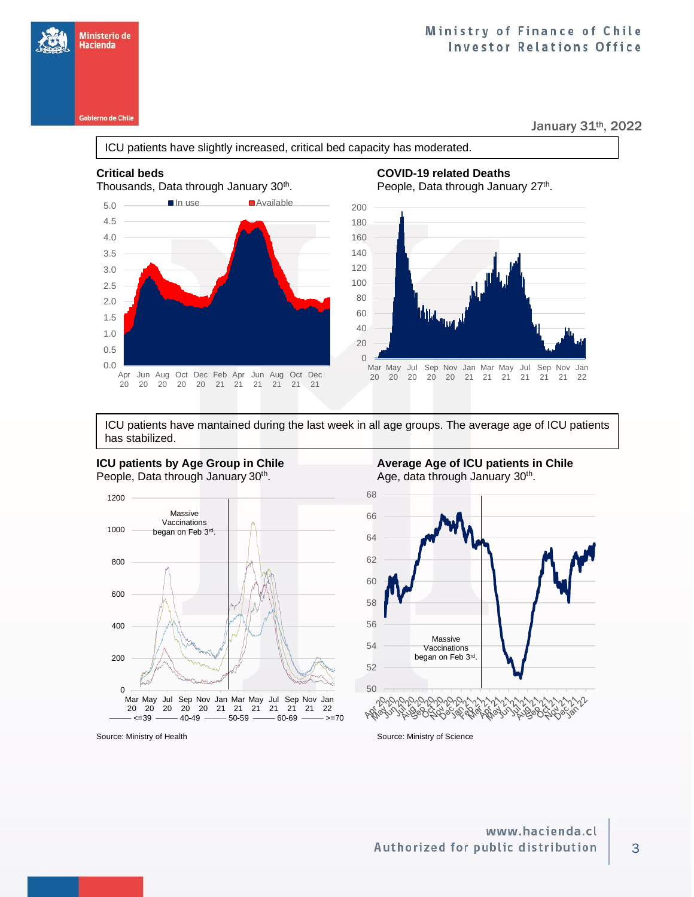January 31th, 2022

ICU patients have slightly increased, critical bed capacity has moderated.

**Critical beds**
Thousands, Data through January 30th.

In use
Available

5.0
4.5
4.0
3.5
3.0
2.5
2.0
1.5
1.0
0.5
0.0

Apr 20 Jun 20 Aug 20 Oct 20 Dec 20 Feb 21 Apr 21 Jun 21 Aug 21 Oct 21 Dec 21

**COVID-19 related Deaths**
People, Data through January 27th.

200
180
160
140
120
100
80
60
40
20
0

Mar 20 May 20 Jul 20 Sep 20 Nov 20 Jan 21 Mar 21 May 21 Jul 21 Sep 21 Nov 21 Jan 22

ICU patients have mantained during the last week in all age groups. The average age of ICU patients has stabilized.

**ICU patients by Age Group in Chile**
People, Data through January 30th.

1200
1000
800
600
400
200
0

Massive Vaccinations began on Feb 3rd.

Mar 20 May 20 Jul 20 Sep 20 Nov 20 Jan 21 Mar 21 May 21 Jul 21 Sep 21 Nov 21 Jan 22

<=39
40-49
50-59
60-69
>=70

Source: Ministry of Health

**Average Age of ICU patients in Chile**
Age, data through January 30th.

68
66
64
62
60
58
56
54
52
50

Massive Vaccinations began on Feb 3rd.

Apr 20 May 20 Jun 20 Jul 20 Aug 20 Sep 20 Oct 20 Nov 20 Dec 20 Jan 21 Feb 21 Mar 21 Apr 21 May 21 Jun 21 Jul 21 Aug 21 Sep 21 Oct 21 Nov 21 Dec 21 Jan 22

Source: Ministry of Science